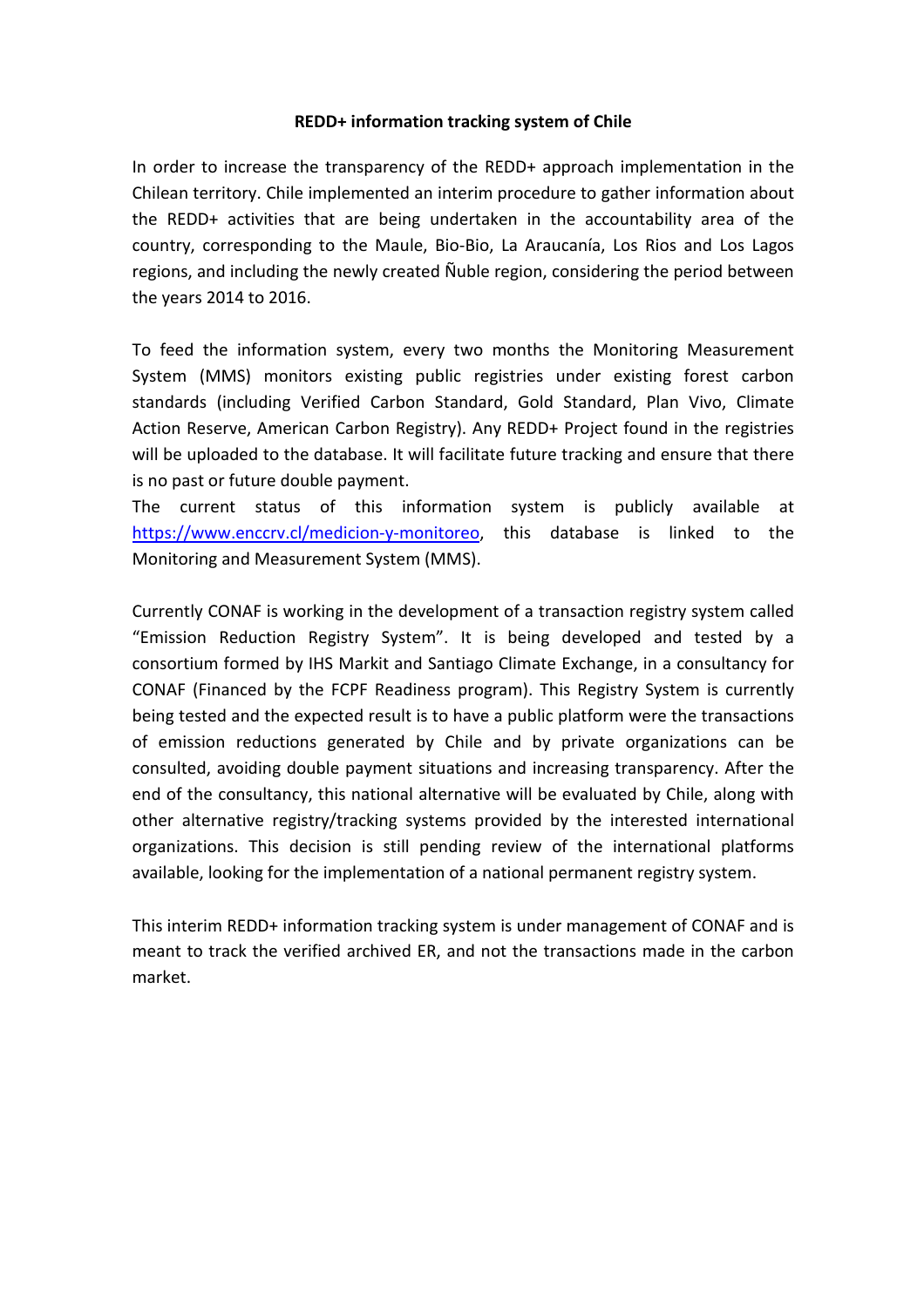**REDD+ information tracking system of Chile**

In order to increase the transparency of the REDD+ approach implementation in the Chilean territory. Chile implemented an interim procedure to gather information about the REDD+ activities that are being undertaken in the accountability area of the country, corresponding to the Maule, Bio-Bio, La Araucanía, Los Rios and Los Lagos regions, and including the newly created Ñuble region, considering the period between the years 2014 to 2016.

To feed the information system, every two months the Monitoring Measurement System (MMS) monitors existing public registries under existing forest carbon standards (including Verified Carbon Standard, Gold Standard, Plan Vivo, Climate Action Reserve, American Carbon Registry). Any REDD+ Project found in the registries will be uploaded to the database. It will facilitate future tracking and ensure that there is no past or future double payment.
The current status of this information system is publicly available at https://www.enccrv.cl/medicion-y-monitoreo, this database is linked to the Monitoring and Measurement System (MMS).

Currently CONAF is working in the development of a transaction registry system called "Emission Reduction Registry System". It is being developed and tested by a consortium formed by IHS Markit and Santiago Climate Exchange, in a consultancy for CONAF (Financed by the FCPF Readiness program). This Registry System is currently being tested and the expected result is to have a public platform were the transactions of emission reductions generated by Chile and by private organizations can be consulted, avoiding double payment situations and increasing transparency. After the end of the consultancy, this national alternative will be evaluated by Chile, along with other alternative registry/tracking systems provided by the interested international organizations. This decision is still pending review of the international platforms available, looking for the implementation of a national permanent registry system.

This interim REDD+ information tracking system is under management of CONAF and is meant to track the verified archived ER, and not the transactions made in the carbon market.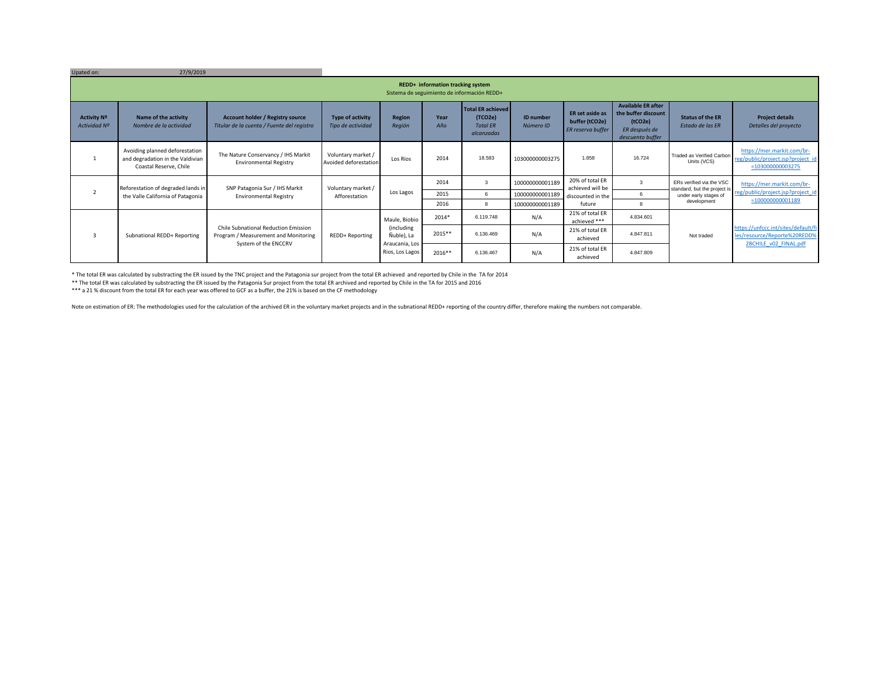Upated on: 27/9/2019

## REDD+ information tracking system

*Sistema de seguimiento de información REDD+*

| **Activity Nº** *Actividad Nº* | **Name of the activity** *Nombre de la actividad* | **Account holder / Registry source** *Titular de la cuenta / Fuente del registro* | **Type of activity** *Tipo de actividad* | **Region** *Región* | **Year** *Año* | **Total ER achieved (TCO2e)** *Total ER alcanzadas* | **ID number** *Número ID* | **ER set aside as buffer (tCO2e)** *ER reserva buffer* | **Available ER after the buffer discount (tCO2e)** *ER después de descuento buffer* | **Status of the ER** *Estado de las ER* | **Project details** *Detalles del proyecto* |
|---|---|---|---|---|---|---|---|---|---|---|---|
| 1 | Avoiding planned deforestation and degradation in the Valdivian Coastal Reserve, Chile | The Nature Conservancy / IHS Markit Environmental Registry | Voluntary market / Avoided deforestation | Los Ríos | 2014 | 18.583 | 103000000003275 | 1.858 | 16.724 | Traded as Verified Carbon Units (VCS) | https://mer.markit.com/br-reg/public/project.jsp?project_id=103000000003275 |
| 2 | Reforestation of degraded lands in the Valle California of Patagonia | SNP Patagonia Sur / IHS Markit Environmental Registry | Voluntary market / Afforestation | Los Lagos | 2014 | 3 | 100000000001189 | 20% of total ER achieved will be discounted in the future | 3 | ERs verified via the VSC standard, but the project is under early stages of development | https://mer.markit.com/br-reg/public/project.jsp?project_id=100000000001189 |
| | | | | | 2015 | 6 | 100000000001189 | | 6 | | |
| | | | | | 2016 | 8 | 100000000001189 | | 8 | | |
| 3 | Subnational REDD+ Reporting | Chile Subnational Reduction Emission Program / Measurement and Monitoring System of the ENCCRV | REDD+ Reporting | Maule, Biobio (including Ñuble), La Araucania, Los Rios, Los Lagos | 2014* | 6.119.748 | N/A | 21% of total ER achieved *** | 4.834.601 | Not traded | https://unfccc.int/sites/default/files/resource/Reporte%20REDD%2BCHILE_v02_FINAL.pdf |
| | | | | | 2015** | 6.136.469 | N/A | 21% of total ER achieved | 4.847.811 | | |
| | | | | | 2016** | 6.136.467 | N/A | 21% of total ER achieved | 4.847.809 | | |

\* The total ER was calculated by substracting the ER issued by the TNC project and the Patagonia sur project from the total ER achieved and reported by Chile in the TA for 2014

\** The total ER was calculated by substracting the ER issued by the Patagonia Sur project from the total ER archived and reported by Chile in the TA for 2015 and 2016

\*** a 21 % discount from the total ER for each year was offered to GCF as a buffer, the 21% is based on the CF methodology

Note on estimation of ER: The methodologies used for the calculation of the archived ER in the voluntary market projects and in the subnational REDD+ reporting of the country differ, therefore making the numbers not comparable.